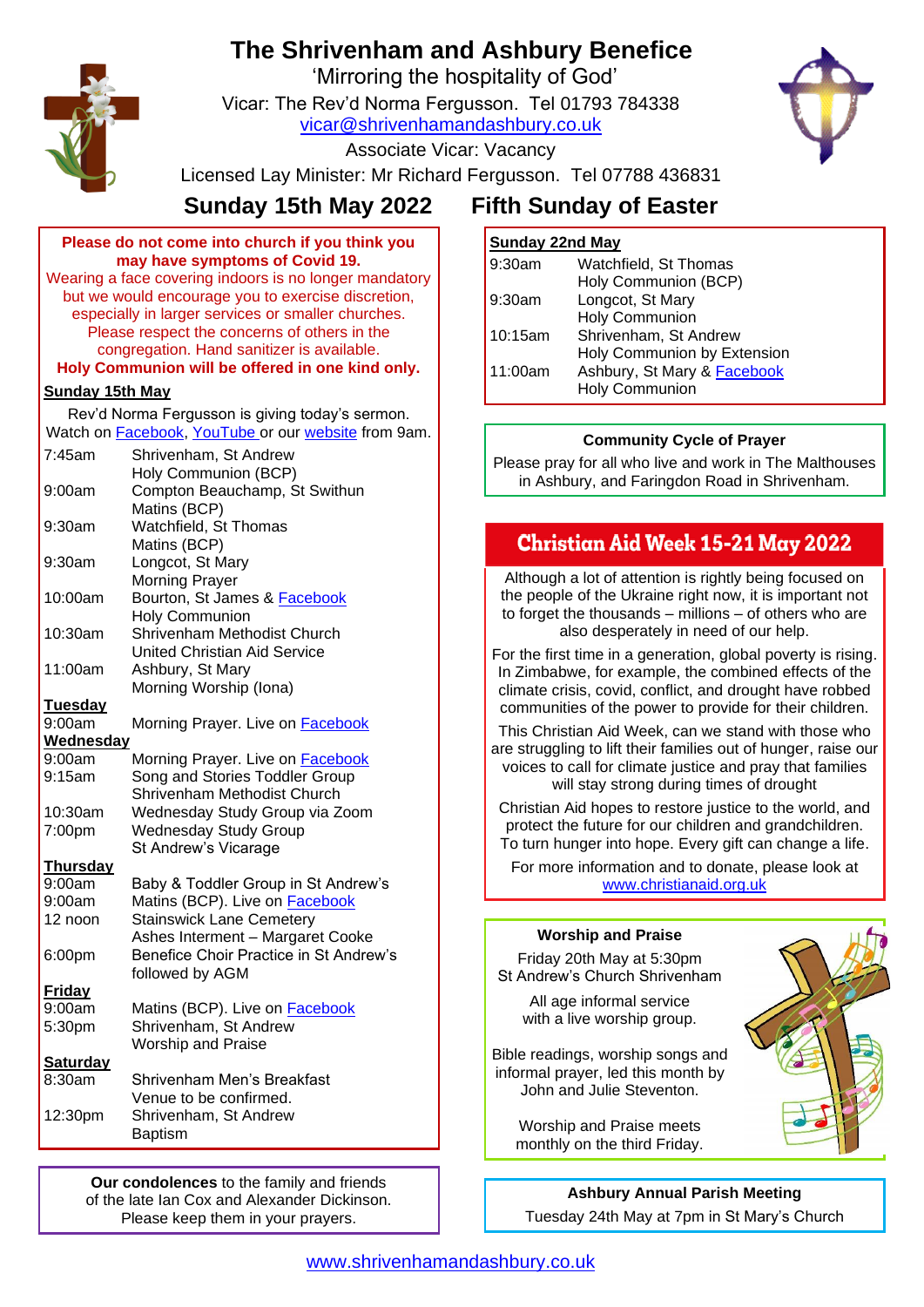# The Shrivenham and Ashbury Benefice

'Mirroring the hospitality of God'

Vicar: The Rev'd Norma Fergusson. Tel 01793 784338

vicar@shrivenhamandashbury.co.uk

Associate Vicar: Vacancy

Licensed Lay Minister: Mr Richard Fergusson. Tel 07788 436831

## Sunday 15th May 2022 Fifth Sunday of Easter

**Please do not come into church if you think you may have symptoms of Covid 19.**

Wearing a face covering indoors is no longer mandatory but we would encourage you to exercise discretion, especially in larger services or smaller churches. Please respect the concerns of others in the congregation. Hand sanitizer is available.

**Holy Communion will be offered in one kind only.**

**Sunday 15th May**

Rev'd Norma Fergusson is giving today's sermon. Watch on Facebook, YouTube or our website from 9am.

| | |
|---|---|
| 7:45am | Shrivenham, St Andrew<br>Holy Communion (BCP) |
| 9:00am | Compton Beauchamp, St Swithun<br>Matins (BCP) |
| 9:30am | Watchfield, St Thomas<br>Matins (BCP) |
| 9:30am | Longcot, St Mary<br>Morning Prayer |
| 10:00am | Bourton, St James & Facebook<br>Holy Communion |
| 10:30am | Shrivenham Methodist Church<br>United Christian Aid Service |
| 11:00am | Ashbury, St Mary<br>Morning Worship (Iona) |

**Tuesday**

| | |
|---|---|
| 9:00am | Morning Prayer. Live on Facebook |

**Wednesday**

| | |
|---|---|
| 9:00am | Morning Prayer. Live on Facebook |
| 9:15am | Song and Stories Toddler Group<br>Shrivenham Methodist Church |
| 10:30am | Wednesday Study Group via Zoom |
| 7:00pm | Wednesday Study Group<br>St Andrew's Vicarage |

**Thursday**

| | |
|---|---|
| 9:00am | Baby & Toddler Group in St Andrew's |
| 9:00am | Matins (BCP). Live on Facebook |
| 12 noon | Stainswick Lane Cemetery<br>Ashes Interment – Margaret Cooke |
| 6:00pm | Benefice Choir Practice in St Andrew's<br>followed by AGM |

**Friday**

| | |
|---|---|
| 9:00am | Matins (BCP). Live on Facebook |
| 5:30pm | Shrivenham, St Andrew<br>Worship and Praise |

**Saturday**

| | |
|---|---|
| 8:30am | Shrivenham Men's Breakfast<br>Venue to be confirmed. |
| 12:30pm | Shrivenham, St Andrew<br>Baptism |

**Our condolences** to the family and friends of the late Ian Cox and Alexander Dickinson. Please keep them in your prayers.

**Sunday 22nd May**

| | |
|---|---|
| 9:30am | Watchfield, St Thomas<br>Holy Communion (BCP) |
| 9:30am | Longcot, St Mary<br>Holy Communion |
| 10:15am | Shrivenham, St Andrew<br>Holy Communion by Extension |
| 11:00am | Ashbury, St Mary & Facebook<br>Holy Communion |

**Community Cycle of Prayer**

Please pray for all who live and work in The Malthouses in Ashbury, and Faringdon Road in Shrivenham.

## Christian Aid Week 15-21 May 2022

Although a lot of attention is rightly being focused on the people of the Ukraine right now, it is important not to forget the thousands – millions – of others who are also desperately in need of our help.

For the first time in a generation, global poverty is rising. In Zimbabwe, for example, the combined effects of the climate crisis, covid, conflict, and drought have robbed communities of the power to provide for their children.

This Christian Aid Week, can we stand with those who are struggling to lift their families out of hunger, raise our voices to call for climate justice and pray that families will stay strong during times of drought

Christian Aid hopes to restore justice to the world, and protect the future for our children and grandchildren. To turn hunger into hope. Every gift can change a life.

For more information and to donate, please look at www.christianaid.org.uk

**Worship and Praise**

Friday 20th May at 5:30pm
St Andrew's Church Shrivenham

All age informal service with a live worship group.

Bible readings, worship songs and informal prayer, led this month by John and Julie Steventon.

Worship and Praise meets monthly on the third Friday.

**Ashbury Annual Parish Meeting**

Tuesday 24th May at 7pm in St Mary's Church

www.shrivenhamandashbury.co.uk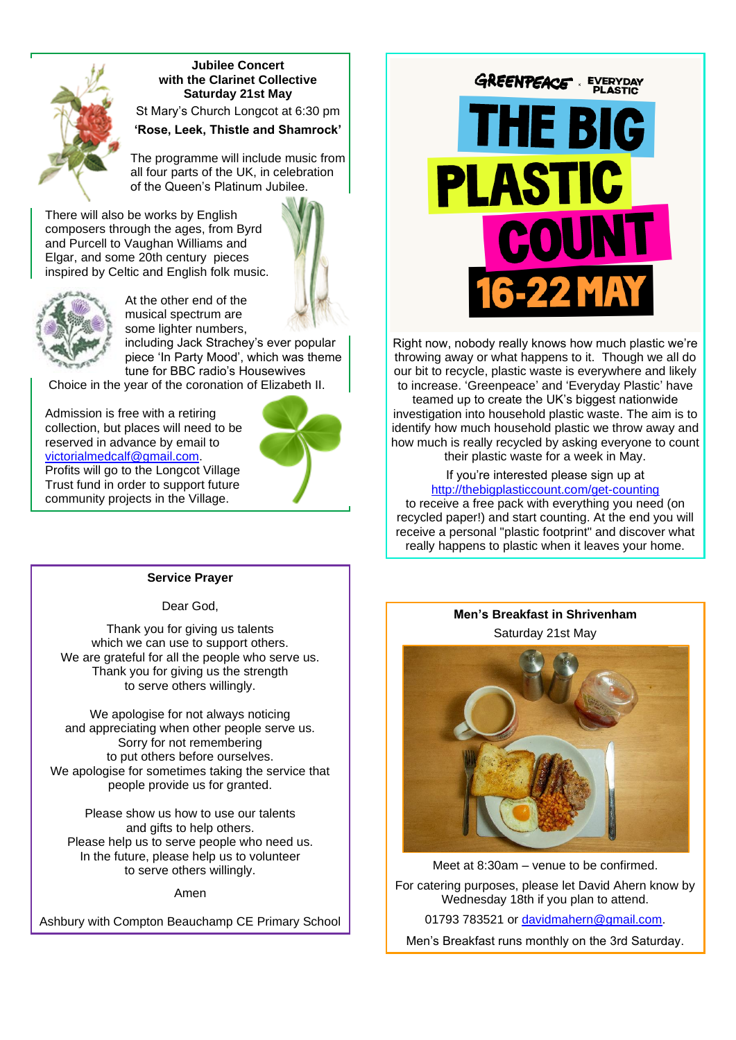**Jubilee Concert**
**with the Clarinet Collective**
**Saturday 21st May**

St Mary's Church Longcot at 6:30 pm

**'Rose, Leek, Thistle and Shamrock'**

The programme will include music from all four parts of the UK, in celebration of the Queen's Platinum Jubilee.

There will also be works by English composers through the ages, from Byrd and Purcell to Vaughan Williams and Elgar, and some 20th century pieces inspired by Celtic and English folk music.

At the other end of the musical spectrum are some lighter numbers, including Jack Strachey's ever popular piece 'In Party Mood', which was theme tune for BBC radio's Housewives Choice in the year of the coronation of Elizabeth II.

Admission is free with a retiring collection, but places will need to be reserved in advance by email to victorialmedcalf@gmail.com. Profits will go to the Longcot Village Trust fund in order to support future community projects in the Village.

GREENPEACE × EVERYDAY PLASTIC

# THE BIG PLASTIC COUNT 16-22 MAY

Right now, nobody really knows how much plastic we're throwing away or what happens to it. Though we all do our bit to recycle, plastic waste is everywhere and likely to increase. 'Greenpeace' and 'Everyday Plastic' have teamed up to create the UK's biggest nationwide investigation into household plastic waste. The aim is to identify how much household plastic we throw away and how much is really recycled by asking everyone to count their plastic waste for a week in May.

If you're interested please sign up at http://thebigplasticcount.com/get-counting to receive a free pack with everything you need (on recycled paper!) and start counting. At the end you will receive a personal "plastic footprint" and discover what really happens to plastic when it leaves your home.

**Service Prayer**

Dear God,

Thank you for giving us talents
which we can use to support others.
We are grateful for all the people who serve us.
Thank you for giving us the strength
to serve others willingly.

We apologise for not always noticing
and appreciating when other people serve us.
Sorry for not remembering
to put others before ourselves.
We apologise for sometimes taking the service that
people provide us for granted.

Please show us how to use our talents
and gifts to help others.
Please help us to serve people who need us.
In the future, please help us to volunteer
to serve others willingly.

Amen

Ashbury with Compton Beauchamp CE Primary School

**Men's Breakfast in Shrivenham**

Saturday 21st May

Meet at 8:30am – venue to be confirmed.

For catering purposes, please let David Ahern know by Wednesday 18th if you plan to attend.

01793 783521 or davidmahern@gmail.com.

Men's Breakfast runs monthly on the 3rd Saturday.